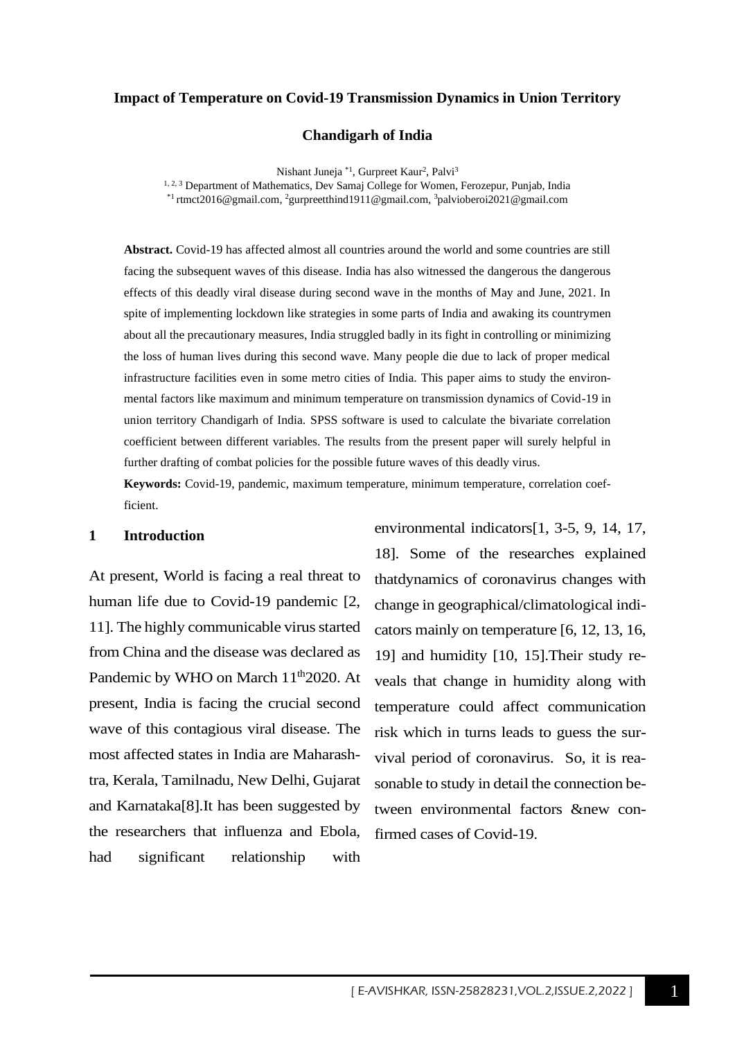# Impact of Temperature on Covid-19 Transmission Dynamics in Union Territory Chandigarh of India

Nishant Juneja [*1], Gurpreet Kaur[2], Palvi[3]

[1, 2, 3] Department of Mathematics, Dev Samaj College for Women, Ferozepur, Punjab, India

[*1] rtmct2016@gmail.com, [2]gurpreetthind1911@gmail.com, [3]palvioberoi2021@gmail.com

**Abstract.** Covid-19 has affected almost all countries around the world and some countries are still facing the subsequent waves of this disease. India has also witnessed the dangerous the dangerous effects of this deadly viral disease during second wave in the months of May and June, 2021. In spite of implementing lockdown like strategies in some parts of India and awaking its countrymen about all the precautionary measures, India struggled badly in its fight in controlling or minimizing the loss of human lives during this second wave. Many people die due to lack of proper medical infrastructure facilities even in some metro cities of India. This paper aims to study the environmental factors like maximum and minimum temperature on transmission dynamics of Covid-19 in union territory Chandigarh of India. SPSS software is used to calculate the bivariate correlation coefficient between different variables. The results from the present paper will surely helpful in further drafting of combat policies for the possible future waves of this deadly virus.

**Keywords:** Covid-19, pandemic, maximum temperature, minimum temperature, correlation coefficient.

## 1 Introduction

At present, World is facing a real threat to human life due to Covid-19 pandemic [2, 11]. The highly communicable virus started from China and the disease was declared as Pandemic by WHO on March 11th2020. At present, India is facing the crucial second wave of this contagious viral disease. The most affected states in India are Maharashtra, Kerala, Tamilnadu, New Delhi, Gujarat and Karnataka[8].It has been suggested by the researchers that influenza and Ebola, had significant relationship with environmental indicators[1, 3-5, 9, 14, 17, 18]. Some of the researches explained thatdynamics of coronavirus changes with change in geographical/climatological indicators mainly on temperature [6, 12, 13, 16, 19] and humidity [10, 15].Their study reveals that change in humidity along with temperature could affect communication risk which in turns leads to guess the survival period of coronavirus. So, it is reasonable to study in detail the connection between environmental factors &new confirmed cases of Covid-19.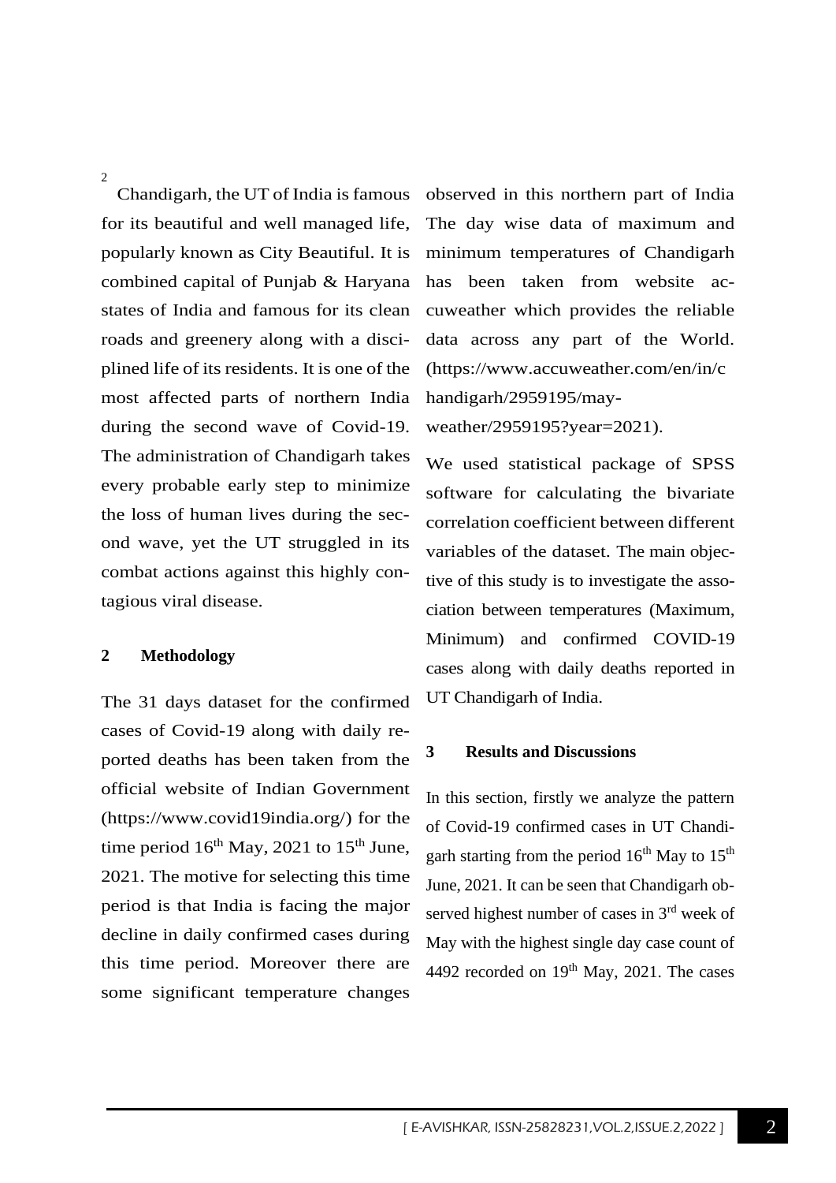Chandigarh, the UT of India is famous for its beautiful and well managed life, popularly known as City Beautiful. It is combined capital of Punjab & Haryana states of India and famous for its clean roads and greenery along with a disciplined life of its residents. It is one of the most affected parts of northern India during the second wave of Covid-19. The administration of Chandigarh takes every probable early step to minimize the loss of human lives during the second wave, yet the UT struggled in its combat actions against this highly contagious viral disease.

## 2 Methodology

The 31 days dataset for the confirmed cases of Covid-19 along with daily reported deaths has been taken from the official website of Indian Government (https://www.covid19india.org/) for the time period 16th May, 2021 to 15th June, 2021. The motive for selecting this time period is that India is facing the major decline in daily confirmed cases during this time period. Moreover there are some significant temperature changes observed in this northern part of India The day wise data of maximum and minimum temperatures of Chandigarh has been taken from website accuweather which provides the reliable data across any part of the World. (https://www.accuweather.com/en/in/chandigarh/2959195/may-weather/2959195?year=2021).

We used statistical package of SPSS software for calculating the bivariate correlation coefficient between different variables of the dataset. The main objective of this study is to investigate the association between temperatures (Maximum, Minimum) and confirmed COVID-19 cases along with daily deaths reported in UT Chandigarh of India.

## 3 Results and Discussions

In this section, firstly we analyze the pattern of Covid-19 confirmed cases in UT Chandigarh starting from the period 16th May to 15th June, 2021. It can be seen that Chandigarh observed highest number of cases in 3rd week of May with the highest single day case count of 4492 recorded on 19th May, 2021. The cases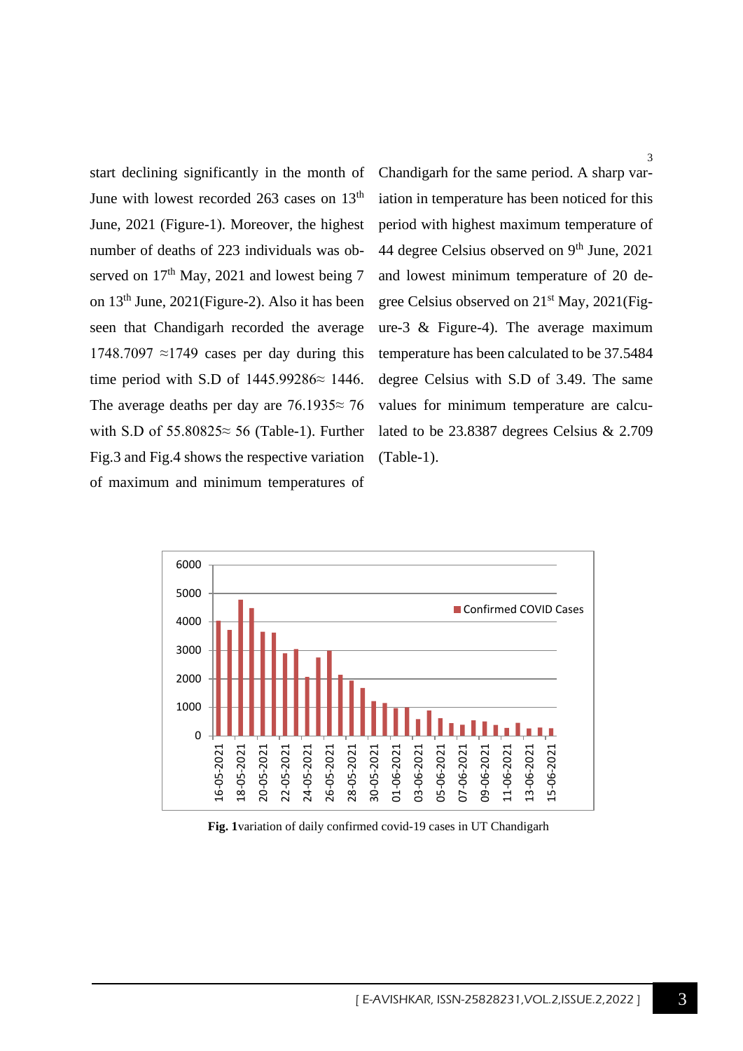start declining significantly in the month of June with lowest recorded 263 cases on 13th June, 2021 (Figure-1). Moreover, the highest number of deaths of 223 individuals was observed on 17th May, 2021 and lowest being 7 on 13th June, 2021(Figure-2). Also it has been seen that Chandigarh recorded the average 1748.7097 ≈1749 cases per day during this time period with S.D of 1445.99286≈ 1446. The average deaths per day are 76.1935≈ 76 with S.D of 55.80825≈ 56 (Table-1). Further Fig.3 and Fig.4 shows the respective variation of maximum and minimum temperatures of Chandigarh for the same period. A sharp variation in temperature has been noticed for this period with highest maximum temperature of 44 degree Celsius observed on 9th June, 2021 and lowest minimum temperature of 20 degree Celsius observed on 21st May, 2021(Figure-3 & Figure-4). The average maximum temperature has been calculated to be 37.5484 degree Celsius with S.D of 3.49. The same values for minimum temperature are calculated to be 23.8387 degrees Celsius & 2.709 (Table-1).

**Fig. 1** variation of daily confirmed covid-19 cases in UT Chandigarh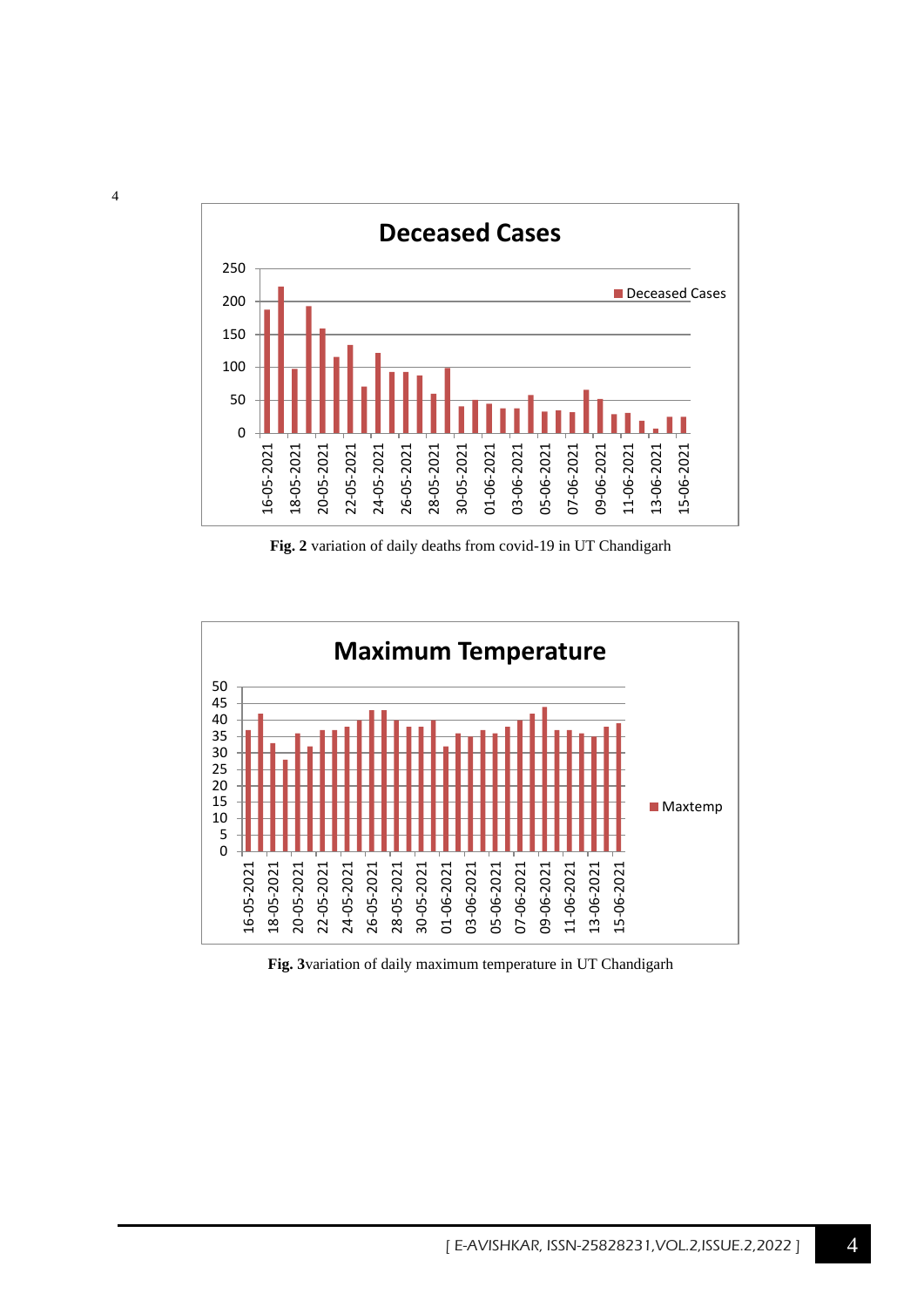**Fig. 2** variation of daily deaths from covid-19 in UT Chandigarh

**Fig. 3**variation of daily maximum temperature in UT Chandigarh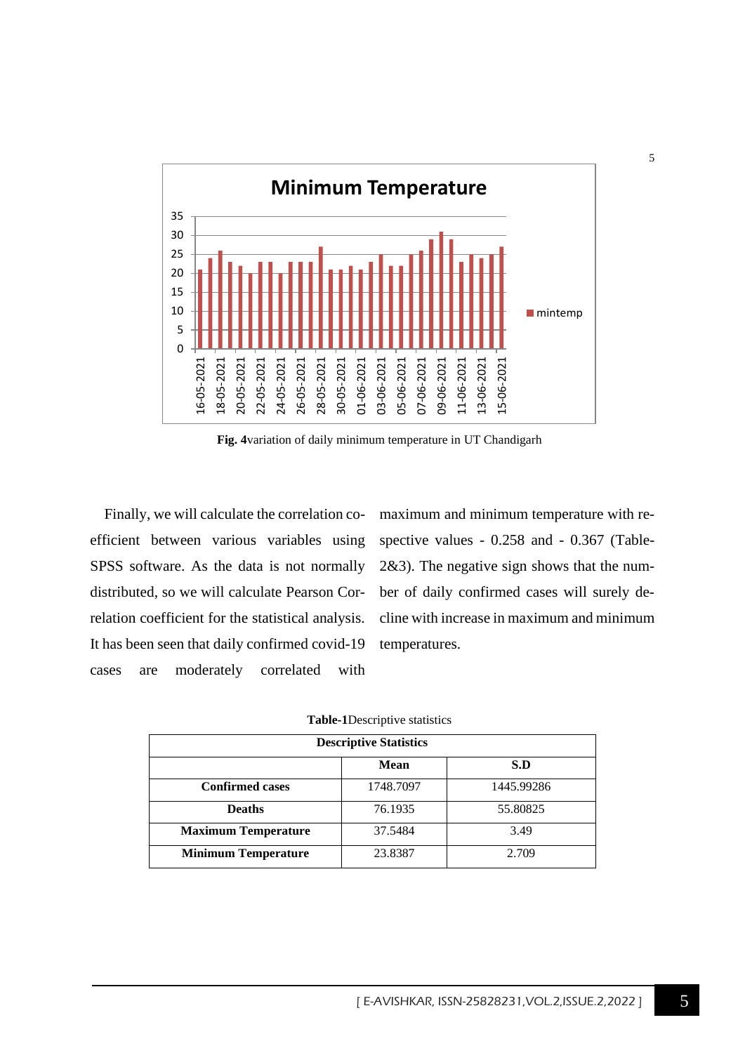**Fig. 4**variation of daily minimum temperature in UT Chandigarh

Finally, we will calculate the correlation coefficient between various variables using SPSS software. As the data is not normally distributed, so we will calculate Pearson Correlation coefficient for the statistical analysis. It has been seen that daily confirmed covid-19 cases are moderately correlated with maximum and minimum temperature with respective values - 0.258 and - 0.367 (Table-2&3). The negative sign shows that the number of daily confirmed cases will surely decline with increase in maximum and minimum temperatures.

**Table-1**Descriptive statistics

| Descriptive Statistics | | |
|---|---|---|
| | **Mean** | **S.D** |
| **Confirmed cases** | 1748.7097 | 1445.99286 |
| **Deaths** | 76.1935 | 55.80825 |
| **Maximum Temperature** | 37.5484 | 3.49 |
| **Minimum Temperature** | 23.8387 | 2.709 |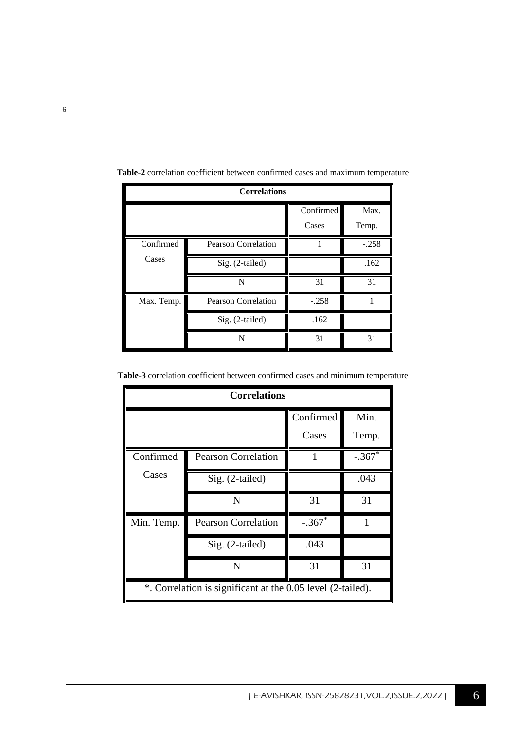**Table-2** correlation coefficient between confirmed cases and maximum temperature

| Correlations | | | |
|---|---|---|---|
| | | Confirmed Cases | Max. Temp. |
| Confirmed Cases | Pearson Correlation | 1 | -.258 |
| | Sig. (2-tailed) | | .162 |
| | N | 31 | 31 |
| Max. Temp. | Pearson Correlation | -.258 | 1 |
| | Sig. (2-tailed) | .162 | |
| | N | 31 | 31 |

**Table-3** correlation coefficient between confirmed cases and minimum temperature

| Correlations | | | |
|---|---|---|---|
| | | Confirmed Cases | Min. Temp. |
| Confirmed Cases | Pearson Correlation | 1 | -.367* |
| | Sig. (2-tailed) | | .043 |
| | N | 31 | 31 |
| Min. Temp. | Pearson Correlation | -.367* | 1 |
| | Sig. (2-tailed) | .043 | |
| | N | 31 | 31 |
| *. Correlation is significant at the 0.05 level (2-tailed). | | | |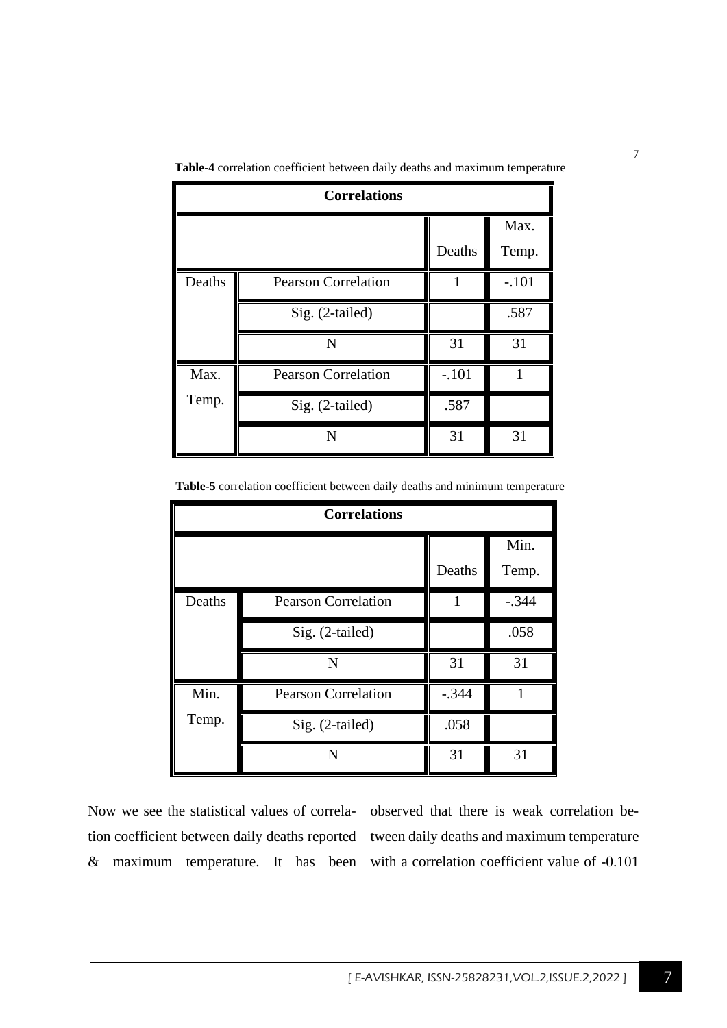**Table-4** correlation coefficient between daily deaths and maximum temperature

| Correlations | | | |
|---|---|---|---|
| | | Deaths | Max. Temp. |
| Deaths | Pearson Correlation | 1 | -.101 |
| | Sig. (2-tailed) | | .587 |
| | N | 31 | 31 |
| Max. Temp. | Pearson Correlation | -.101 | 1 |
| | Sig. (2-tailed) | .587 | |
| | N | 31 | 31 |

**Table-5** correlation coefficient between daily deaths and minimum temperature

| Correlations | | | |
|---|---|---|---|
| | | Deaths | Min. Temp. |
| Deaths | Pearson Correlation | 1 | -.344 |
| | Sig. (2-tailed) | | .058 |
| | N | 31 | 31 |
| Min. Temp. | Pearson Correlation | -.344 | 1 |
| | Sig. (2-tailed) | .058 | |
| | N | 31 | 31 |

Now we see the statistical values of correlation coefficient between daily deaths reported & maximum temperature. It has been observed that there is weak correlation between daily deaths and maximum temperature with a correlation coefficient value of -0.101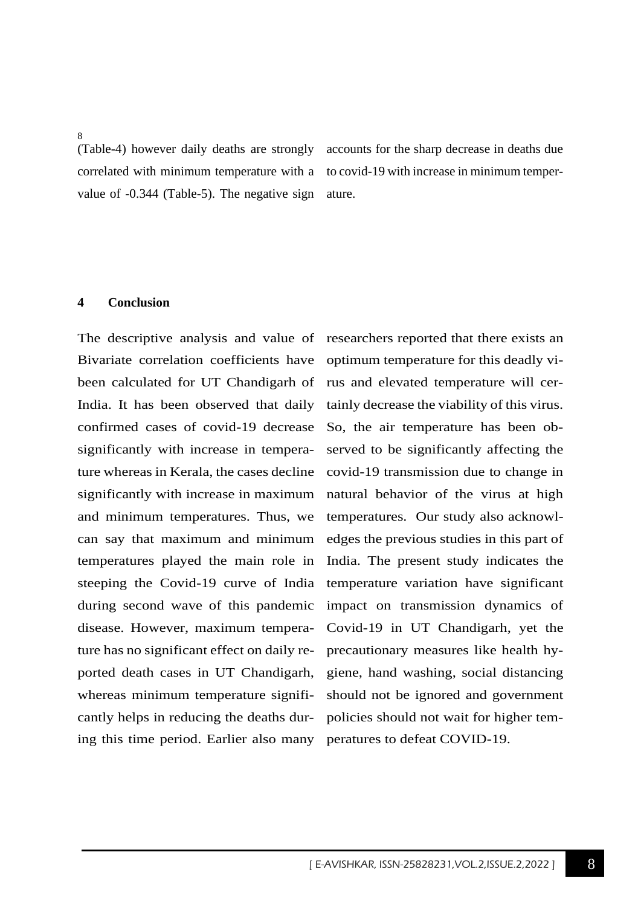(Table-4) however daily deaths are strongly correlated with minimum temperature with a value of -0.344 (Table-5). The negative sign accounts for the sharp decrease in deaths due to covid-19 with increase in minimum temperature.

## 4 Conclusion

The descriptive analysis and value of Bivariate correlation coefficients have been calculated for UT Chandigarh of India. It has been observed that daily confirmed cases of covid-19 decrease significantly with increase in temperature whereas in Kerala, the cases decline significantly with increase in maximum and minimum temperatures. Thus, we can say that maximum and minimum temperatures played the main role in steeping the Covid-19 curve of India during second wave of this pandemic disease. However, maximum temperature has no significant effect on daily reported death cases in UT Chandigarh, whereas minimum temperature significantly helps in reducing the deaths during this time period. Earlier also many researchers reported that there exists an optimum temperature for this deadly virus and elevated temperature will certainly decrease the viability of this virus. So, the air temperature has been observed to be significantly affecting the covid-19 transmission due to change in natural behavior of the virus at high temperatures. Our study also acknowledges the previous studies in this part of India. The present study indicates the temperature variation have significant impact on transmission dynamics of Covid-19 in UT Chandigarh, yet the precautionary measures like health hygiene, hand washing, social distancing should not be ignored and government policies should not wait for higher temperatures to defeat COVID-19.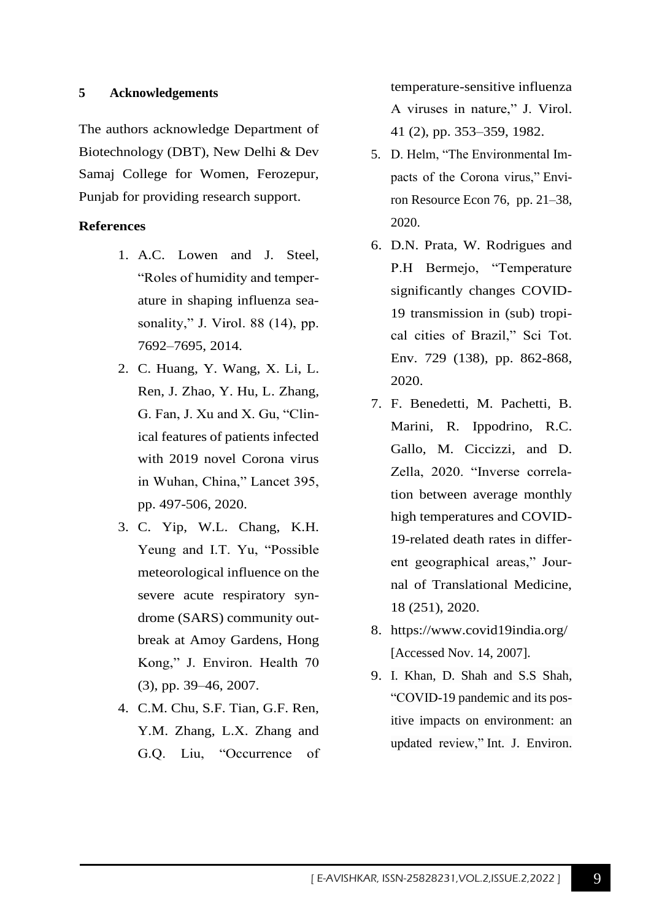## 5 Acknowledgements

The authors acknowledge Department of Biotechnology (DBT), New Delhi & Dev Samaj College for Women, Ferozepur, Punjab for providing research support.

## References

1. A.C. Lowen and J. Steel, "Roles of humidity and temperature in shaping influenza seasonality," J. Virol. 88 (14), pp. 7692–7695, 2014.
2. C. Huang, Y. Wang, X. Li, L. Ren, J. Zhao, Y. Hu, L. Zhang, G. Fan, J. Xu and X. Gu, "Clinical features of patients infected with 2019 novel Corona virus in Wuhan, China," Lancet 395, pp. 497-506, 2020.
3. C. Yip, W.L. Chang, K.H. Yeung and I.T. Yu, "Possible meteorological influence on the severe acute respiratory syndrome (SARS) community outbreak at Amoy Gardens, Hong Kong," J. Environ. Health 70 (3), pp. 39–46, 2007.
4. C.M. Chu, S.F. Tian, G.F. Ren, Y.M. Zhang, L.X. Zhang and G.Q. Liu, "Occurrence of temperature-sensitive influenza A viruses in nature," J. Virol. 41 (2), pp. 353–359, 1982.
5. D. Helm, "The Environmental Impacts of the Corona virus," Environ Resource Econ 76, pp. 21–38, 2020.
6. D.N. Prata, W. Rodrigues and P.H Bermejo, "Temperature significantly changes COVID-19 transmission in (sub) tropical cities of Brazil," Sci Tot. Env. 729 (138), pp. 862-868, 2020.
7. F. Benedetti, M. Pachetti, B. Marini, R. Ippodrino, R.C. Gallo, M. Ciccizzi, and D. Zella, 2020. "Inverse correlation between average monthly high temperatures and COVID-19-related death rates in different geographical areas," Journal of Translational Medicine, 18 (251), 2020.
8. https://www.covid19india.org/ [Accessed Nov. 14, 2007].
9. I. Khan, D. Shah and S.S Shah, "COVID-19 pandemic and its positive impacts on environment: an updated review," Int. J. Environ.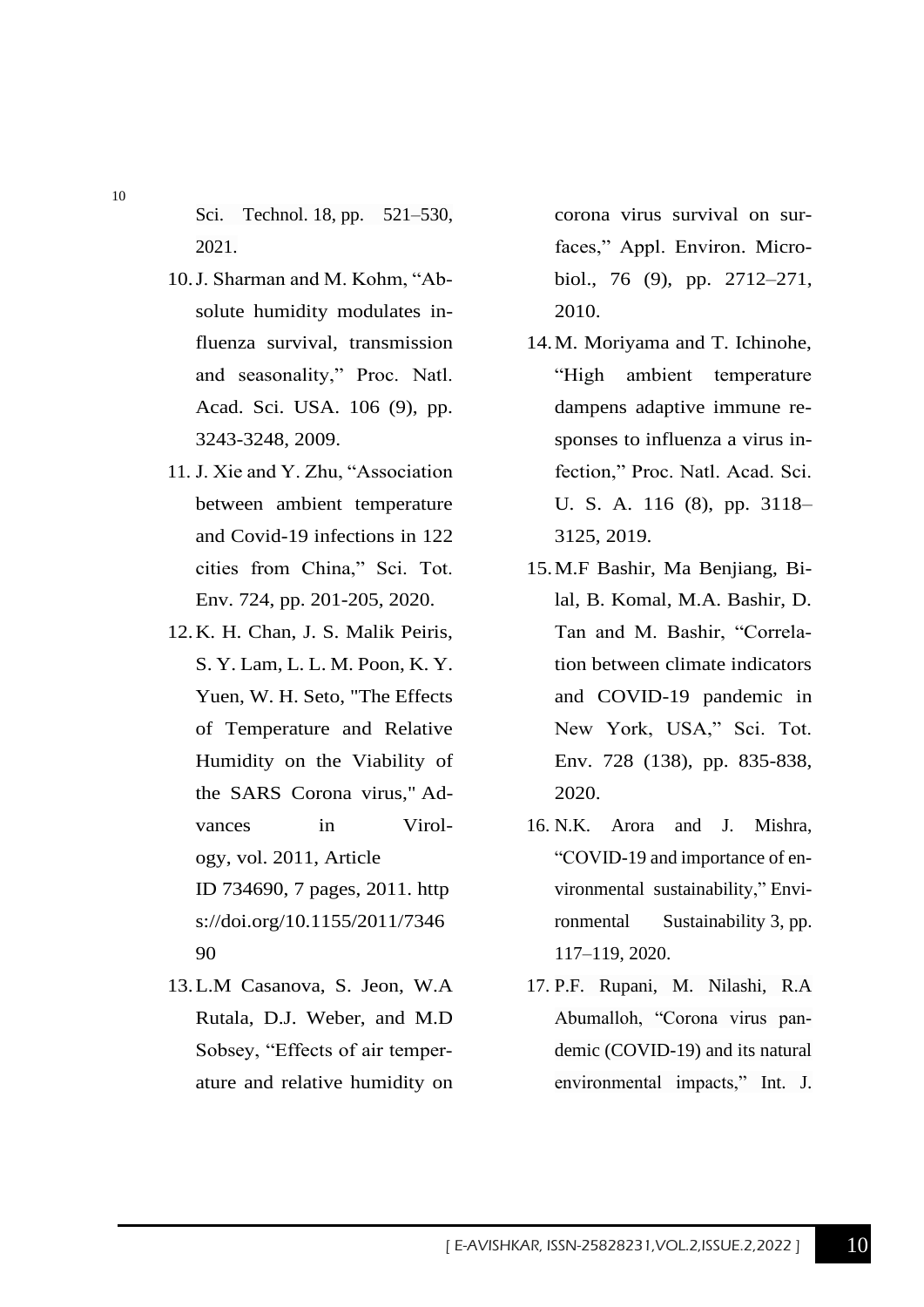Sci. Technol. 18, pp. 521–530, 2021.

10. J. Sharman and M. Kohm, “Absolute humidity modulates influenza survival, transmission and seasonality,” Proc. Natl. Acad. Sci. USA. 106 (9), pp. 3243-3248, 2009.
11. J. Xie and Y. Zhu, “Association between ambient temperature and Covid-19 infections in 122 cities from China,” Sci. Tot. Env. 724, pp. 201-205, 2020.
12. K. H. Chan, J. S. Malik Peiris, S. Y. Lam, L. L. M. Poon, K. Y. Yuen, W. H. Seto, "The Effects of Temperature and Relative Humidity on the Viability of the SARS Corona virus," Advances in Virology, vol. 2011, Article ID 734690, 7 pages, 2011. https://doi.org/10.1155/2011/734690
13. L.M Casanova, S. Jeon, W.A Rutala, D.J. Weber, and M.D Sobsey, “Effects of air temperature and relative humidity on corona virus survival on surfaces,” Appl. Environ. Microbiol., 76 (9), pp. 2712–271, 2010.
14. M. Moriyama and T. Ichinohe, “High ambient temperature dampens adaptive immune responses to influenza a virus infection,” Proc. Natl. Acad. Sci. U. S. A. 116 (8), pp. 3118–3125, 2019.
15. M.F Bashir, Ma Benjiang, Bilal, B. Komal, M.A. Bashir, D. Tan and M. Bashir, “Correlation between climate indicators and COVID-19 pandemic in New York, USA,” Sci. Tot. Env. 728 (138), pp. 835-838, 2020.
16. N.K. Arora and J. Mishra, “COVID-19 and importance of environmental sustainability,” Environmental Sustainability 3, pp. 117–119, 2020.
17. P.F. Rupani, M. Nilashi, R.A Abumalloh, “Corona virus pandemic (COVID-19) and its natural environmental impacts,” Int. J.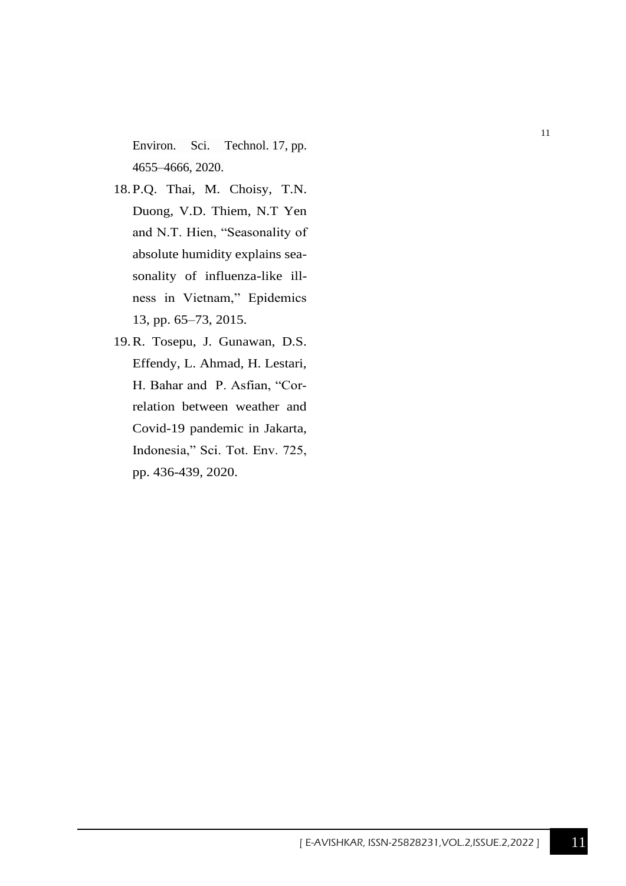Environ. Sci. Technol. 17, pp. 4655–4666, 2020.

18. P.Q. Thai, M. Choisy, T.N. Duong, V.D. Thiem, N.T Yen and N.T. Hien, “Seasonality of absolute humidity explains seasonality of influenza-like illness in Vietnam,” Epidemics 13, pp. 65–73, 2015.
19. R. Tosepu, J. Gunawan, D.S. Effendy, L. Ahmad, H. Lestari, H. Bahar and P. Asfian, “Correlation between weather and Covid-19 pandemic in Jakarta, Indonesia,” Sci. Tot. Env. 725, pp. 436-439, 2020.